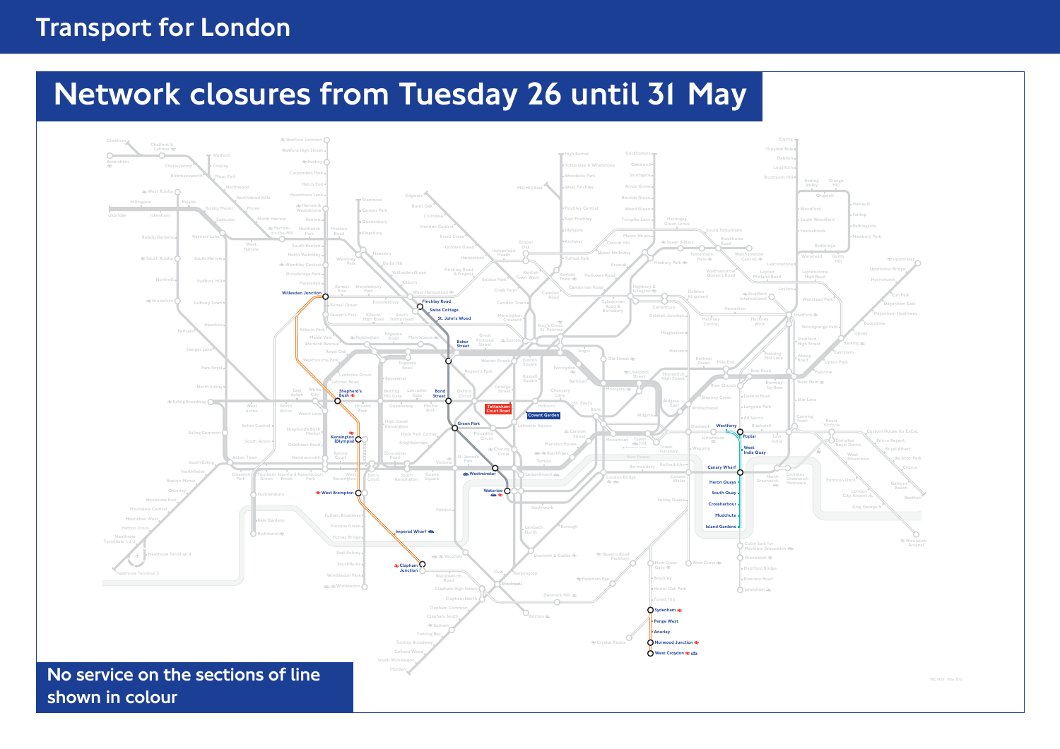# Transport for London

## Network closures from Tuesday 26 until 31 May

No service on the sections of line shown in colour

Willesden Junction

Shepherd's Bush

Kensington (Olympia)

West Brompton

Imperial Wharf

Clapham Junction

Finchley Road

Swiss Cottage

St. John's Wood

Baker Street

Bond Street

Green Park

Westminster

Waterloo

Tottenham Court Road

Covent Garden

Westferry

Poplar

West India Quay

Canary Wharf

Heron Quays

South Quay

Crossharbour

Mudchute

Island Gardens

Sydenham

Penge West

Anerley

Norwood Junction

West Croydon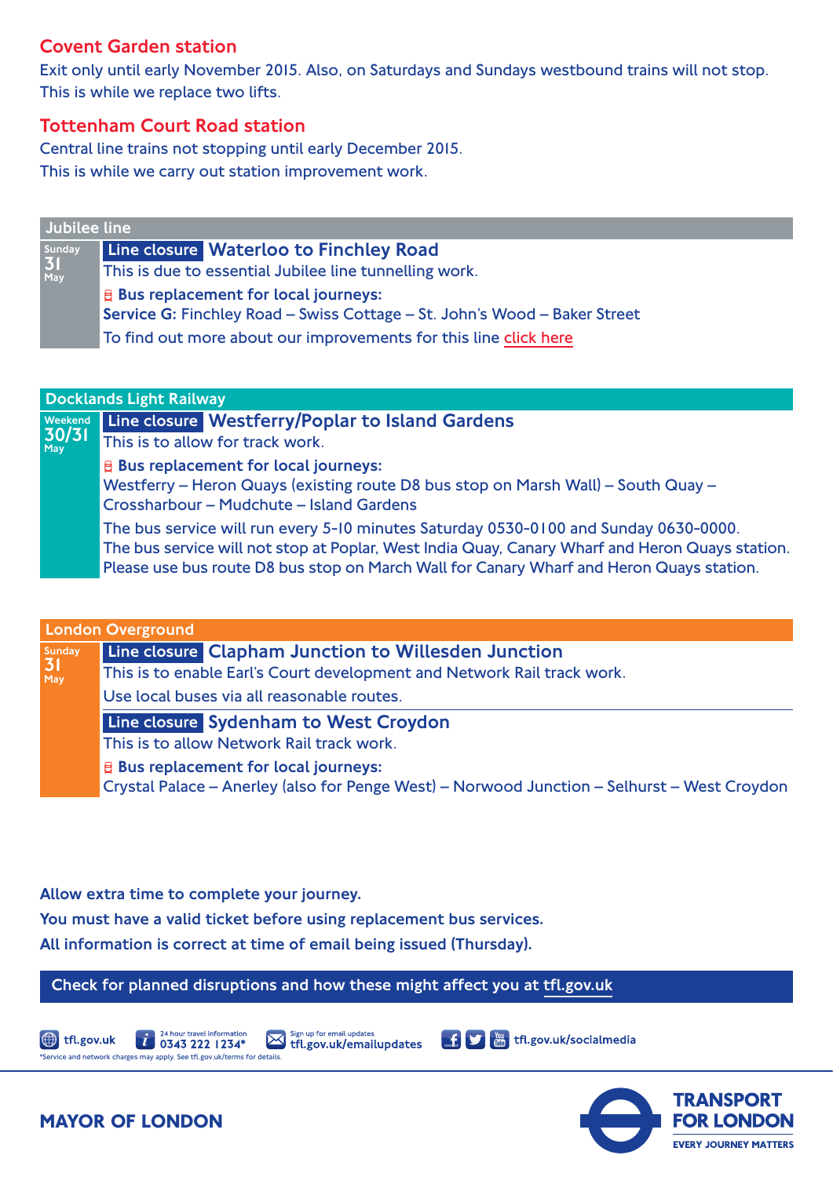## Covent Garden station

Exit only until early November 2015. Also, on Saturdays and Sundays westbound trains will not stop. This is while we replace two lifts.

## Tottenham Court Road station

Central line trains not stopping until early December 2015.
This is while we carry out station improvement work.

## Jubilee line

**Sunday 31 May**

**Line closure Waterloo to Finchley Road**

This is due to essential Jubilee line tunnelling work.

**Bus replacement for local journeys:**
**Service G:** Finchley Road – Swiss Cottage – St. John's Wood – Baker Street

To find out more about our improvements for this line click here

## Docklands Light Railway

**Weekend 30/31 May**

**Line closure Westferry/Poplar to Island Gardens**

This is to allow for track work.

**Bus replacement for local journeys:**
Westferry – Heron Quays (existing route D8 bus stop on Marsh Wall) – South Quay – Crossharbour – Mudchute – Island Gardens

The bus service will run every 5-10 minutes Saturday 0530-0100 and Sunday 0630-0000.
The bus service will not stop at Poplar, West India Quay, Canary Wharf and Heron Quays station.
Please use bus route D8 bus stop on March Wall for Canary Wharf and Heron Quays station.

## London Overground

**Sunday 31 May**

**Line closure Clapham Junction to Willesden Junction**

This is to enable Earl's Court development and Network Rail track work.

Use local buses via all reasonable routes.

**Line closure Sydenham to West Croydon**

This is to allow Network Rail track work.

**Bus replacement for local journeys:**
Crystal Palace – Anerley (also for Penge West) – Norwood Junction – Selhurst – West Croydon

**Allow extra time to complete your journey.**

**You must have a valid ticket before using replacement bus services.**

**All information is correct at time of email being issued (Thursday).**

**Check for planned disruptions and how these might affect you at tfl.gov.uk**

tfl.gov.uk | 24 hour travel information 0343 222 1234* | Sign up for email updates tfl.gov.uk/emailupdates | tfl.gov.uk/socialmedia

*Service and network charges may apply. See tfl.gov.uk/terms for details.

**MAYOR OF LONDON**

**TRANSPORT FOR LONDON**
**EVERY JOURNEY MATTERS**